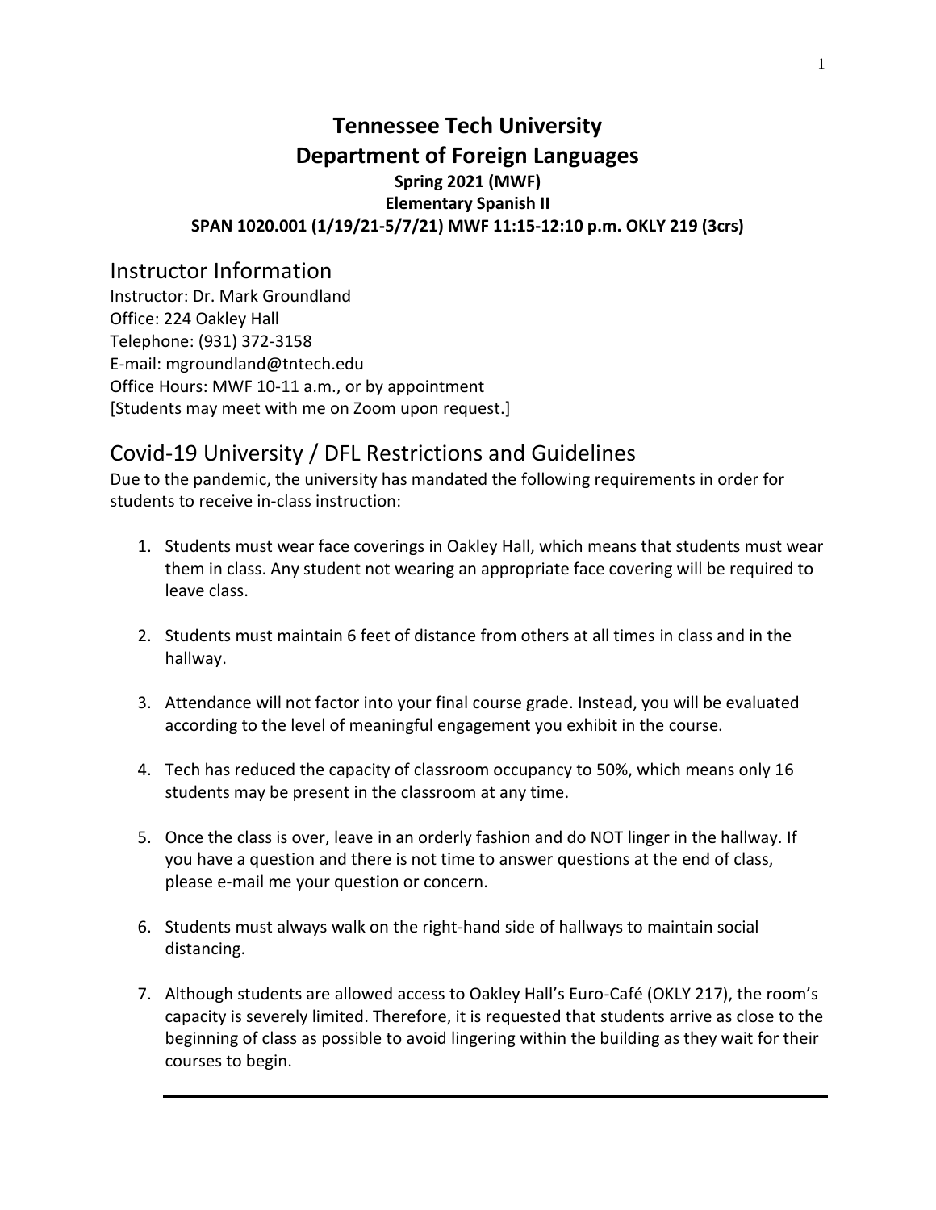# Tennessee Tech University
# Department of Foreign Languages

**Spring 2021 (MWF)**
**Elementary Spanish II**
**SPAN 1020.001 (1/19/21-5/7/21) MWF 11:15-12:10 p.m. OKLY 219 (3crs)**

## Instructor Information

Instructor: Dr. Mark Groundland
Office: 224 Oakley Hall
Telephone: (931) 372-3158
E-mail: mgroundland@tntech.edu
Office Hours: MWF 10-11 a.m., or by appointment
[Students may meet with me on Zoom upon request.]

## Covid-19 University / DFL Restrictions and Guidelines

Due to the pandemic, the university has mandated the following requirements in order for students to receive in-class instruction:

1. Students must wear face coverings in Oakley Hall, which means that students must wear them in class. Any student not wearing an appropriate face covering will be required to leave class.

2. Students must maintain 6 feet of distance from others at all times in class and in the hallway.

3. Attendance will not factor into your final course grade. Instead, you will be evaluated according to the level of meaningful engagement you exhibit in the course.

4. Tech has reduced the capacity of classroom occupancy to 50%, which means only 16 students may be present in the classroom at any time.

5. Once the class is over, leave in an orderly fashion and do NOT linger in the hallway. If you have a question and there is not time to answer questions at the end of class, please e-mail me your question or concern.

6. Students must always walk on the right-hand side of hallways to maintain social distancing.

7. Although students are allowed access to Oakley Hall's Euro-Café (OKLY 217), the room's capacity is severely limited. Therefore, it is requested that students arrive as close to the beginning of class as possible to avoid lingering within the building as they wait for their courses to begin.

---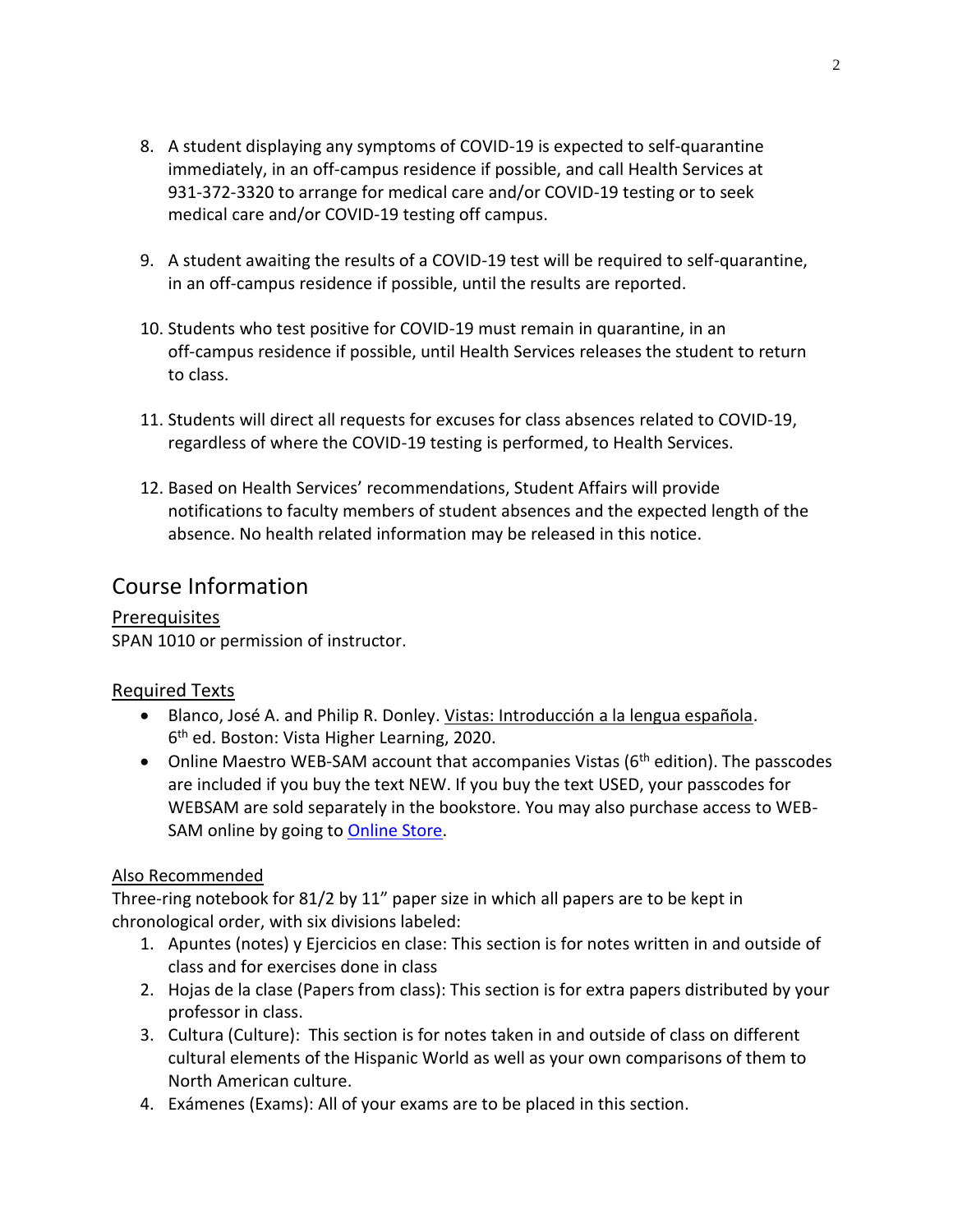8. A student displaying any symptoms of COVID-19 is expected to self-quarantine immediately, in an off-campus residence if possible, and call Health Services at 931-372-3320 to arrange for medical care and/or COVID-19 testing or to seek medical care and/or COVID-19 testing off campus.

9. A student awaiting the results of a COVID-19 test will be required to self-quarantine, in an off-campus residence if possible, until the results are reported.

10. Students who test positive for COVID-19 must remain in quarantine, in an off-campus residence if possible, until Health Services releases the student to return to class.

11. Students will direct all requests for excuses for class absences related to COVID-19, regardless of where the COVID-19 testing is performed, to Health Services.

12. Based on Health Services' recommendations, Student Affairs will provide notifications to faculty members of student absences and the expected length of the absence. No health related information may be released in this notice.

# Course Information

## Prerequisites

SPAN 1010 or permission of instructor.

## Required Texts

- Blanco, José A. and Philip R. Donley. Vistas: Introducción a la lengua española. 6th ed. Boston: Vista Higher Learning, 2020.
- Online Maestro WEB-SAM account that accompanies Vistas (6th edition). The passcodes are included if you buy the text NEW. If you buy the text USED, your passcodes for WEBSAM are sold separately in the bookstore. You may also purchase access to WEB-SAM online by going to Online Store.

## Also Recommended

Three-ring notebook for 81/2 by 11" paper size in which all papers are to be kept in chronological order, with six divisions labeled:

1. Apuntes (notes) y Ejercicios en clase: This section is for notes written in and outside of class and for exercises done in class
2. Hojas de la clase (Papers from class): This section is for extra papers distributed by your professor in class.
3. Cultura (Culture): This section is for notes taken in and outside of class on different cultural elements of the Hispanic World as well as your own comparisons of them to North American culture.
4. Exámenes (Exams): All of your exams are to be placed in this section.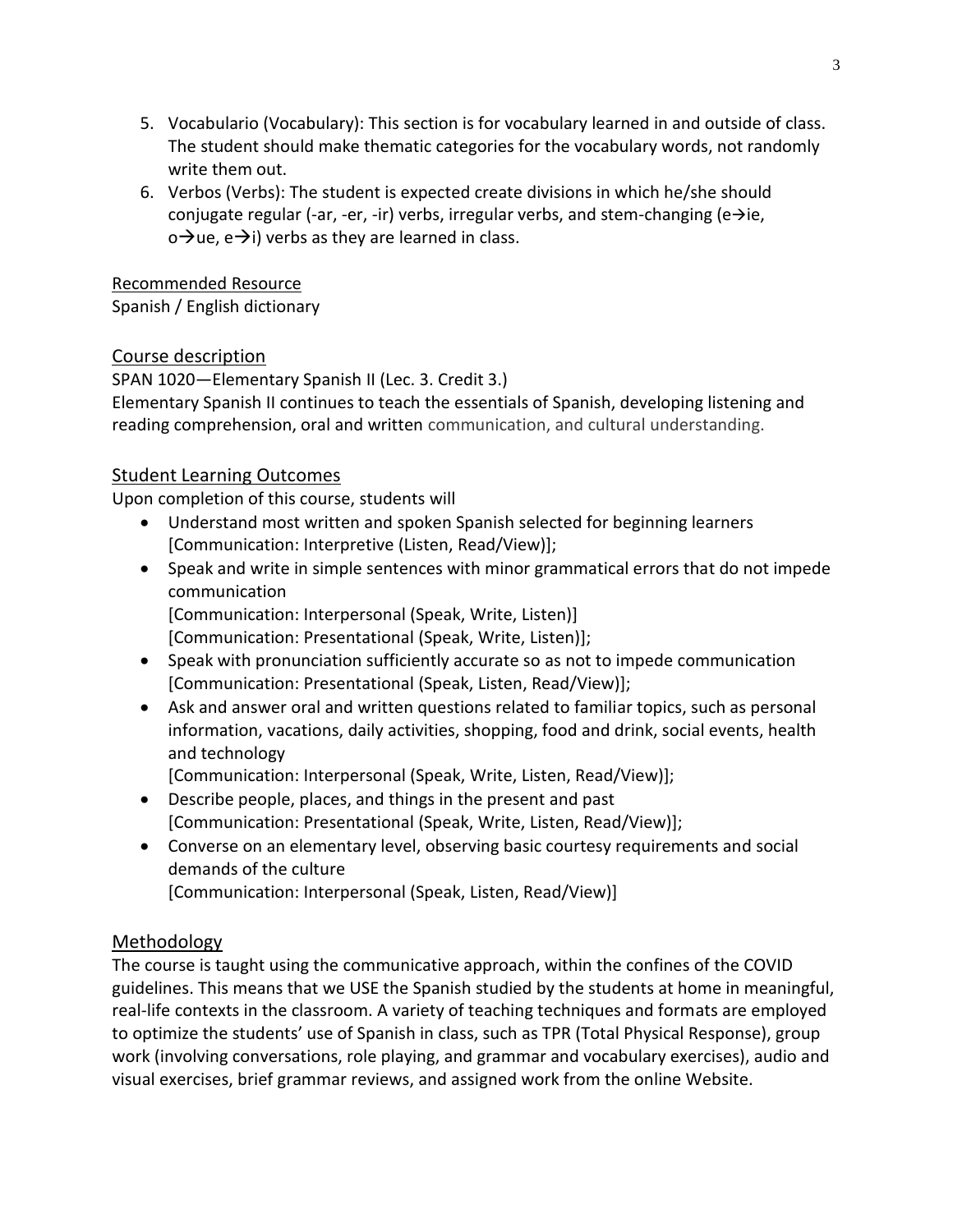5. Vocabulario (Vocabulary): This section is for vocabulary learned in and outside of class. The student should make thematic categories for the vocabulary words, not randomly write them out.
6. Verbos (Verbs): The student is expected create divisions in which he/she should conjugate regular (-ar, -er, -ir) verbs, irregular verbs, and stem-changing (e→ie, o→ue, e→i) verbs as they are learned in class.

Recommended Resource

Spanish / English dictionary

## Course description

SPAN 1020—Elementary Spanish II (Lec. 3. Credit 3.)

Elementary Spanish II continues to teach the essentials of Spanish, developing listening and reading comprehension, oral and written communication, and cultural understanding.

## Student Learning Outcomes

Upon completion of this course, students will

- Understand most written and spoken Spanish selected for beginning learners [Communication: Interpretive (Listen, Read/View)];
- Speak and write in simple sentences with minor grammatical errors that do not impede communication
  [Communication: Interpersonal (Speak, Write, Listen)]
  [Communication: Presentational (Speak, Write, Listen)];
- Speak with pronunciation sufficiently accurate so as not to impede communication [Communication: Presentational (Speak, Listen, Read/View)];
- Ask and answer oral and written questions related to familiar topics, such as personal information, vacations, daily activities, shopping, food and drink, social events, health and technology
  [Communication: Interpersonal (Speak, Write, Listen, Read/View)];
- Describe people, places, and things in the present and past
  [Communication: Presentational (Speak, Write, Listen, Read/View)];
- Converse on an elementary level, observing basic courtesy requirements and social demands of the culture
  [Communication: Interpersonal (Speak, Listen, Read/View)]

## Methodology

The course is taught using the communicative approach, within the confines of the COVID guidelines. This means that we USE the Spanish studied by the students at home in meaningful, real-life contexts in the classroom. A variety of teaching techniques and formats are employed to optimize the students' use of Spanish in class, such as TPR (Total Physical Response), group work (involving conversations, role playing, and grammar and vocabulary exercises), audio and visual exercises, brief grammar reviews, and assigned work from the online Website.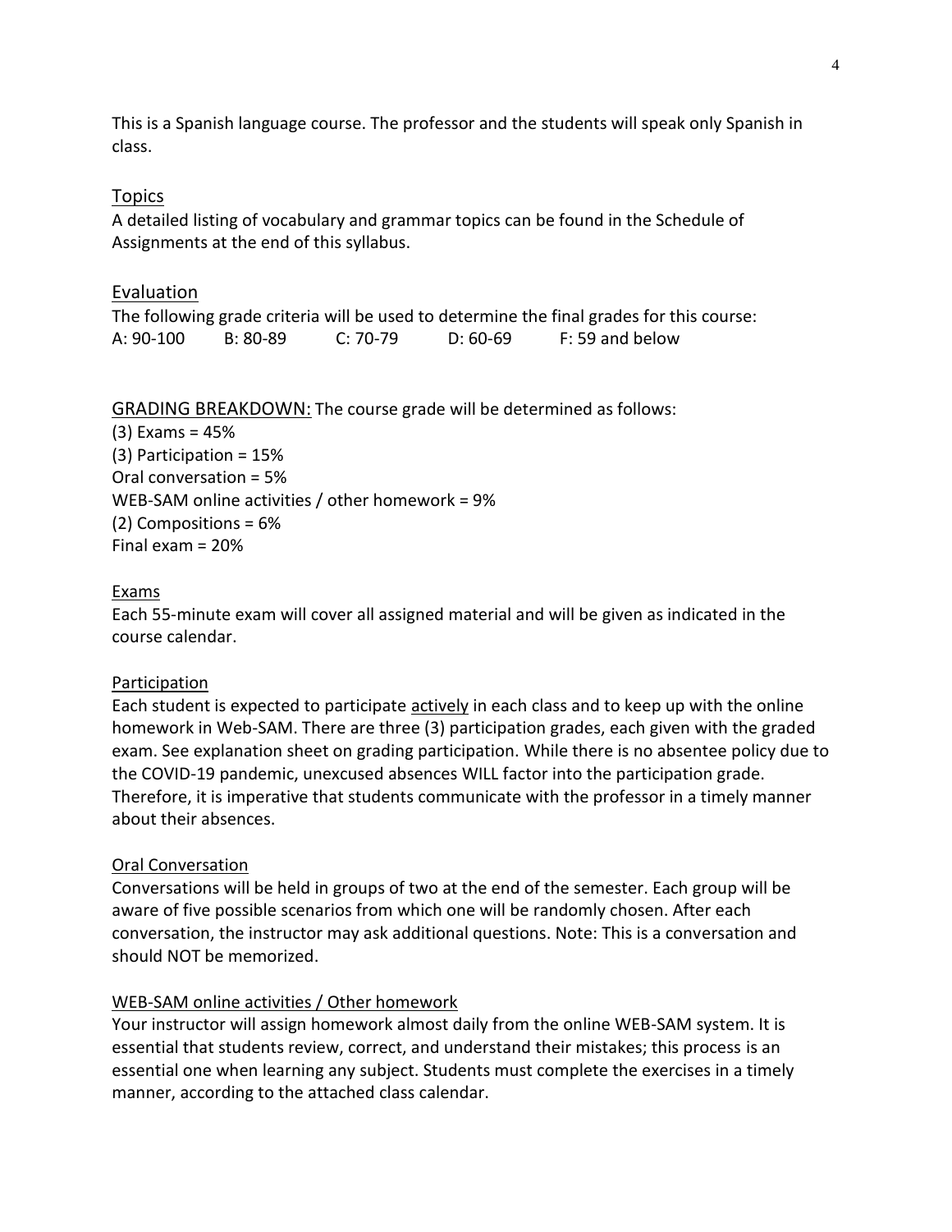This is a Spanish language course. The professor and the students will speak only Spanish in class.

## Topics

A detailed listing of vocabulary and grammar topics can be found in the Schedule of Assignments at the end of this syllabus.

## Evaluation

The following grade criteria will be used to determine the final grades for this course:

A: 90-100 B: 80-89 C: 70-79 D: 60-69 F: 59 and below

## GRADING BREAKDOWN:

The course grade will be determined as follows:

(3) Exams = 45%
(3) Participation = 15%
Oral conversation = 5%
WEB-SAM online activities / other homework = 9%
(2) Compositions = 6%
Final exam = 20%

### Exams

Each 55-minute exam will cover all assigned material and will be given as indicated in the course calendar.

### Participation

Each student is expected to participate actively in each class and to keep up with the online homework in Web-SAM. There are three (3) participation grades, each given with the graded exam. See explanation sheet on grading participation. While there is no absentee policy due to the COVID-19 pandemic, unexcused absences WILL factor into the participation grade. Therefore, it is imperative that students communicate with the professor in a timely manner about their absences.

### Oral Conversation

Conversations will be held in groups of two at the end of the semester. Each group will be aware of five possible scenarios from which one will be randomly chosen. After each conversation, the instructor may ask additional questions. Note: This is a conversation and should NOT be memorized.

### WEB-SAM online activities / Other homework

Your instructor will assign homework almost daily from the online WEB-SAM system. It is essential that students review, correct, and understand their mistakes; this process is an essential one when learning any subject. Students must complete the exercises in a timely manner, according to the attached class calendar.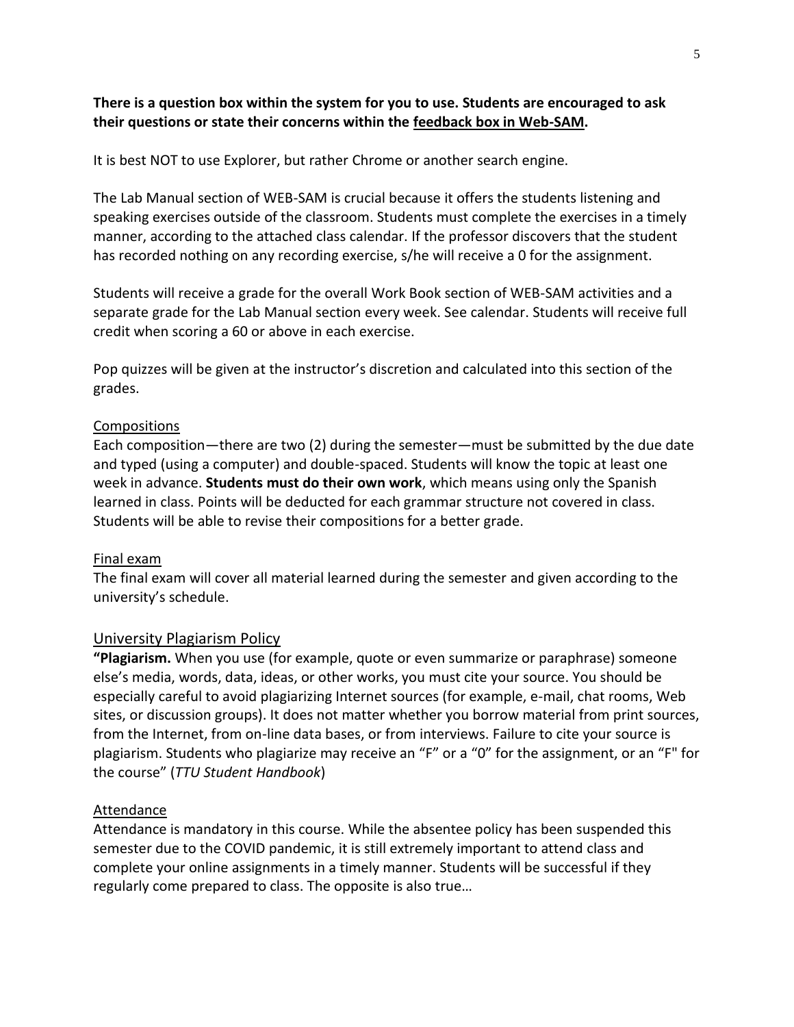**There is a question box within the system for you to use. Students are encouraged to ask their questions or state their concerns within the feedback box in Web-SAM.**

It is best NOT to use Explorer, but rather Chrome or another search engine.

The Lab Manual section of WEB-SAM is crucial because it offers the students listening and speaking exercises outside of the classroom. Students must complete the exercises in a timely manner, according to the attached class calendar. If the professor discovers that the student has recorded nothing on any recording exercise, s/he will receive a 0 for the assignment.

Students will receive a grade for the overall Work Book section of WEB-SAM activities and a separate grade for the Lab Manual section every week. See calendar. Students will receive full credit when scoring a 60 or above in each exercise.

Pop quizzes will be given at the instructor's discretion and calculated into this section of the grades.

### Compositions

Each composition—there are two (2) during the semester—must be submitted by the due date and typed (using a computer) and double-spaced. Students will know the topic at least one week in advance. **Students must do their own work**, which means using only the Spanish learned in class. Points will be deducted for each grammar structure not covered in class. Students will be able to revise their compositions for a better grade.

### Final exam

The final exam will cover all material learned during the semester and given according to the university's schedule.

## University Plagiarism Policy

**"Plagiarism.** When you use (for example, quote or even summarize or paraphrase) someone else's media, words, data, ideas, or other works, you must cite your source. You should be especially careful to avoid plagiarizing Internet sources (for example, e-mail, chat rooms, Web sites, or discussion groups). It does not matter whether you borrow material from print sources, from the Internet, from on-line data bases, or from interviews. Failure to cite your source is plagiarism. Students who plagiarize may receive an "F" or a "0" for the assignment, or an "F" for the course" (*TTU Student Handbook*)

### Attendance

Attendance is mandatory in this course. While the absentee policy has been suspended this semester due to the COVID pandemic, it is still extremely important to attend class and complete your online assignments in a timely manner. Students will be successful if they regularly come prepared to class. The opposite is also true…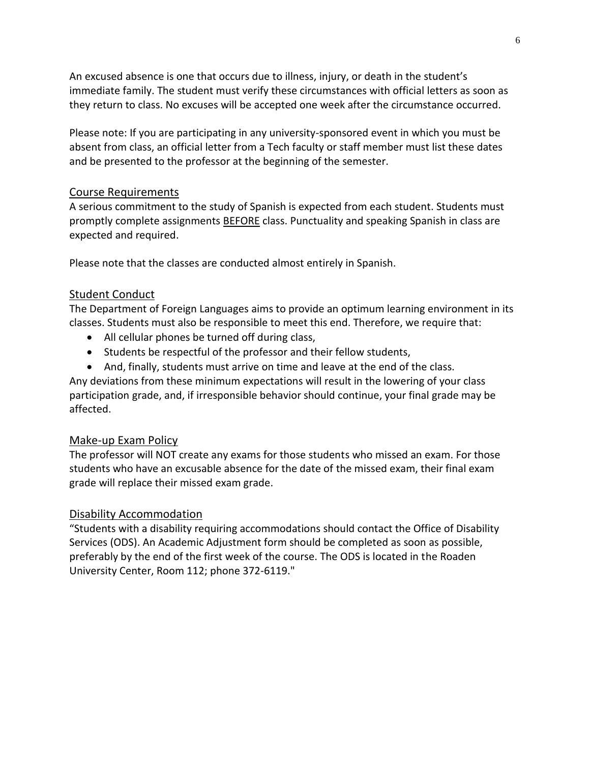An excused absence is one that occurs due to illness, injury, or death in the student's immediate family. The student must verify these circumstances with official letters as soon as they return to class. No excuses will be accepted one week after the circumstance occurred.

Please note: If you are participating in any university-sponsored event in which you must be absent from class, an official letter from a Tech faculty or staff member must list these dates and be presented to the professor at the beginning of the semester.

## Course Requirements

A serious commitment to the study of Spanish is expected from each student. Students must promptly complete assignments BEFORE class. Punctuality and speaking Spanish in class are expected and required.

Please note that the classes are conducted almost entirely in Spanish.

## Student Conduct

The Department of Foreign Languages aims to provide an optimum learning environment in its classes. Students must also be responsible to meet this end. Therefore, we require that:

- All cellular phones be turned off during class,
- Students be respectful of the professor and their fellow students,
- And, finally, students must arrive on time and leave at the end of the class.

Any deviations from these minimum expectations will result in the lowering of your class participation grade, and, if irresponsible behavior should continue, your final grade may be affected.

## Make-up Exam Policy

The professor will NOT create any exams for those students who missed an exam. For those students who have an excusable absence for the date of the missed exam, their final exam grade will replace their missed exam grade.

## Disability Accommodation

"Students with a disability requiring accommodations should contact the Office of Disability Services (ODS). An Academic Adjustment form should be completed as soon as possible, preferably by the end of the first week of the course. The ODS is located in the Roaden University Center, Room 112; phone 372-6119."